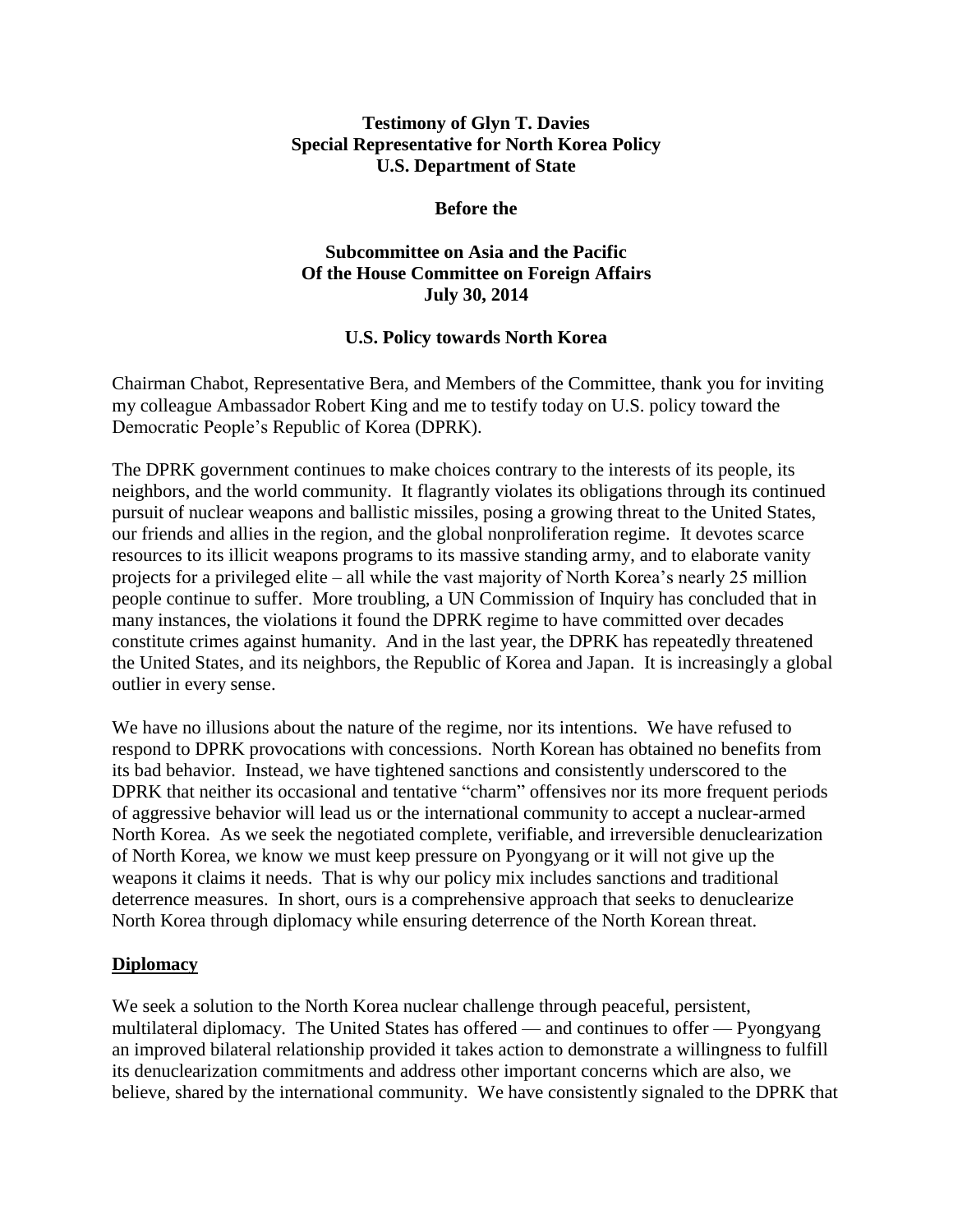**Testimony of Glyn T. Davies**
**Special Representative for North Korea Policy**
**U.S. Department of State**

**Before the**

**Subcommittee on Asia and the Pacific**
**Of the House Committee on Foreign Affairs**
**July 30, 2014**

**U.S. Policy towards North Korea**

Chairman Chabot, Representative Bera, and Members of the Committee, thank you for inviting my colleague Ambassador Robert King and me to testify today on U.S. policy toward the Democratic People's Republic of Korea (DPRK).

The DPRK government continues to make choices contrary to the interests of its people, its neighbors, and the world community. It flagrantly violates its obligations through its continued pursuit of nuclear weapons and ballistic missiles, posing a growing threat to the United States, our friends and allies in the region, and the global nonproliferation regime. It devotes scarce resources to its illicit weapons programs to its massive standing army, and to elaborate vanity projects for a privileged elite – all while the vast majority of North Korea's nearly 25 million people continue to suffer. More troubling, a UN Commission of Inquiry has concluded that in many instances, the violations it found the DPRK regime to have committed over decades constitute crimes against humanity. And in the last year, the DPRK has repeatedly threatened the United States, and its neighbors, the Republic of Korea and Japan. It is increasingly a global outlier in every sense.

We have no illusions about the nature of the regime, nor its intentions. We have refused to respond to DPRK provocations with concessions. North Korean has obtained no benefits from its bad behavior. Instead, we have tightened sanctions and consistently underscored to the DPRK that neither its occasional and tentative "charm" offensives nor its more frequent periods of aggressive behavior will lead us or the international community to accept a nuclear-armed North Korea. As we seek the negotiated complete, verifiable, and irreversible denuclearization of North Korea, we know we must keep pressure on Pyongyang or it will not give up the weapons it claims it needs. That is why our policy mix includes sanctions and traditional deterrence measures. In short, ours is a comprehensive approach that seeks to denuclearize North Korea through diplomacy while ensuring deterrence of the North Korean threat.

**Diplomacy**

We seek a solution to the North Korea nuclear challenge through peaceful, persistent, multilateral diplomacy. The United States has offered — and continues to offer — Pyongyang an improved bilateral relationship provided it takes action to demonstrate a willingness to fulfill its denuclearization commitments and address other important concerns which are also, we believe, shared by the international community. We have consistently signaled to the DPRK that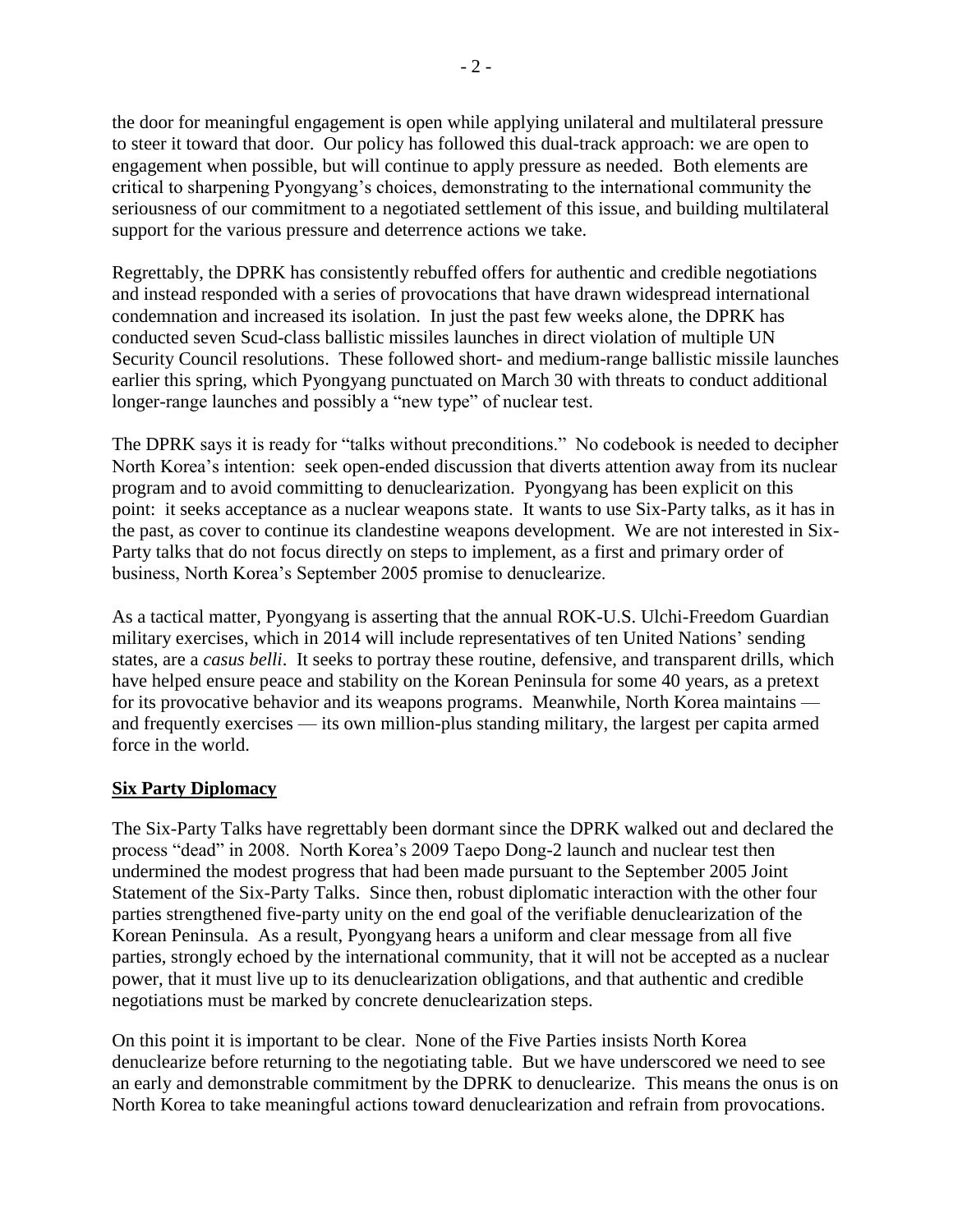the door for meaningful engagement is open while applying unilateral and multilateral pressure to steer it toward that door. Our policy has followed this dual-track approach: we are open to engagement when possible, but will continue to apply pressure as needed. Both elements are critical to sharpening Pyongyang's choices, demonstrating to the international community the seriousness of our commitment to a negotiated settlement of this issue, and building multilateral support for the various pressure and deterrence actions we take.

Regrettably, the DPRK has consistently rebuffed offers for authentic and credible negotiations and instead responded with a series of provocations that have drawn widespread international condemnation and increased its isolation. In just the past few weeks alone, the DPRK has conducted seven Scud-class ballistic missiles launches in direct violation of multiple UN Security Council resolutions. These followed short- and medium-range ballistic missile launches earlier this spring, which Pyongyang punctuated on March 30 with threats to conduct additional longer-range launches and possibly a "new type" of nuclear test.

The DPRK says it is ready for "talks without preconditions." No codebook is needed to decipher North Korea's intention: seek open-ended discussion that diverts attention away from its nuclear program and to avoid committing to denuclearization. Pyongyang has been explicit on this point: it seeks acceptance as a nuclear weapons state. It wants to use Six-Party talks, as it has in the past, as cover to continue its clandestine weapons development. We are not interested in Six-Party talks that do not focus directly on steps to implement, as a first and primary order of business, North Korea's September 2005 promise to denuclearize.

As a tactical matter, Pyongyang is asserting that the annual ROK-U.S. Ulchi-Freedom Guardian military exercises, which in 2014 will include representatives of ten United Nations' sending states, are a *casus belli*. It seeks to portray these routine, defensive, and transparent drills, which have helped ensure peace and stability on the Korean Peninsula for some 40 years, as a pretext for its provocative behavior and its weapons programs. Meanwhile, North Korea maintains — and frequently exercises — its own million-plus standing military, the largest per capita armed force in the world.

**Six Party Diplomacy**

The Six-Party Talks have regrettably been dormant since the DPRK walked out and declared the process "dead" in 2008. North Korea's 2009 Taepo Dong-2 launch and nuclear test then undermined the modest progress that had been made pursuant to the September 2005 Joint Statement of the Six-Party Talks. Since then, robust diplomatic interaction with the other four parties strengthened five-party unity on the end goal of the verifiable denuclearization of the Korean Peninsula. As a result, Pyongyang hears a uniform and clear message from all five parties, strongly echoed by the international community, that it will not be accepted as a nuclear power, that it must live up to its denuclearization obligations, and that authentic and credible negotiations must be marked by concrete denuclearization steps.

On this point it is important to be clear. None of the Five Parties insists North Korea denuclearize before returning to the negotiating table. But we have underscored we need to see an early and demonstrable commitment by the DPRK to denuclearize. This means the onus is on North Korea to take meaningful actions toward denuclearization and refrain from provocations.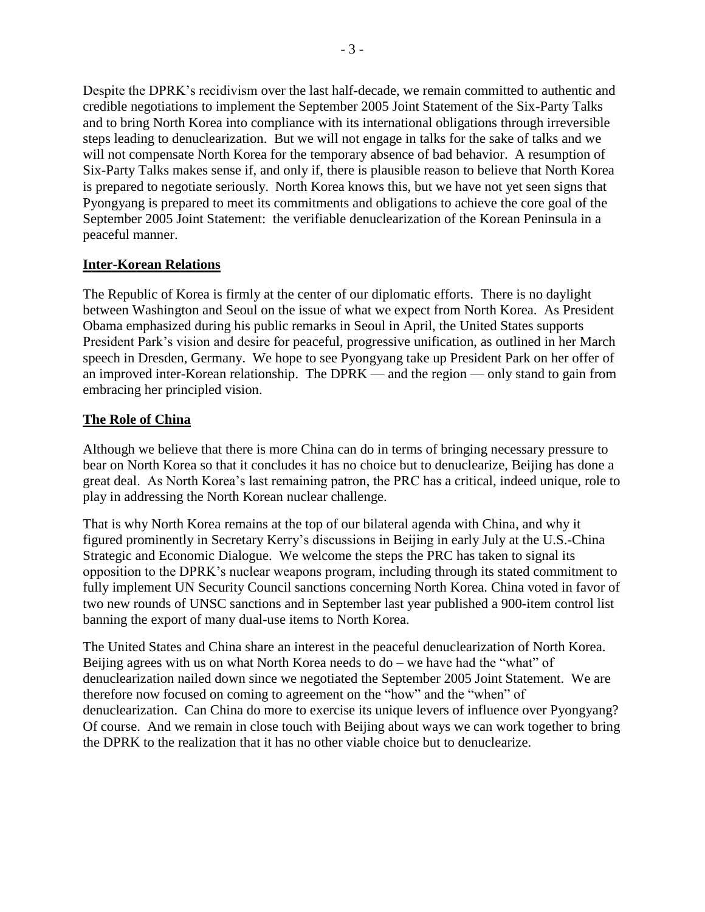Despite the DPRK's recidivism over the last half-decade, we remain committed to authentic and credible negotiations to implement the September 2005 Joint Statement of the Six-Party Talks and to bring North Korea into compliance with its international obligations through irreversible steps leading to denuclearization. But we will not engage in talks for the sake of talks and we will not compensate North Korea for the temporary absence of bad behavior. A resumption of Six-Party Talks makes sense if, and only if, there is plausible reason to believe that North Korea is prepared to negotiate seriously. North Korea knows this, but we have not yet seen signs that Pyongyang is prepared to meet its commitments and obligations to achieve the core goal of the September 2005 Joint Statement: the verifiable denuclearization of the Korean Peninsula in a peaceful manner.

## Inter-Korean Relations

The Republic of Korea is firmly at the center of our diplomatic efforts. There is no daylight between Washington and Seoul on the issue of what we expect from North Korea. As President Obama emphasized during his public remarks in Seoul in April, the United States supports President Park's vision and desire for peaceful, progressive unification, as outlined in her March speech in Dresden, Germany. We hope to see Pyongyang take up President Park on her offer of an improved inter-Korean relationship. The DPRK — and the region — only stand to gain from embracing her principled vision.

## The Role of China

Although we believe that there is more China can do in terms of bringing necessary pressure to bear on North Korea so that it concludes it has no choice but to denuclearize, Beijing has done a great deal. As North Korea's last remaining patron, the PRC has a critical, indeed unique, role to play in addressing the North Korean nuclear challenge.

That is why North Korea remains at the top of our bilateral agenda with China, and why it figured prominently in Secretary Kerry's discussions in Beijing in early July at the U.S.-China Strategic and Economic Dialogue. We welcome the steps the PRC has taken to signal its opposition to the DPRK's nuclear weapons program, including through its stated commitment to fully implement UN Security Council sanctions concerning North Korea. China voted in favor of two new rounds of UNSC sanctions and in September last year published a 900-item control list banning the export of many dual-use items to North Korea.

The United States and China share an interest in the peaceful denuclearization of North Korea. Beijing agrees with us on what North Korea needs to do – we have had the "what" of denuclearization nailed down since we negotiated the September 2005 Joint Statement. We are therefore now focused on coming to agreement on the "how" and the "when" of denuclearization. Can China do more to exercise its unique levers of influence over Pyongyang? Of course. And we remain in close touch with Beijing about ways we can work together to bring the DPRK to the realization that it has no other viable choice but to denuclearize.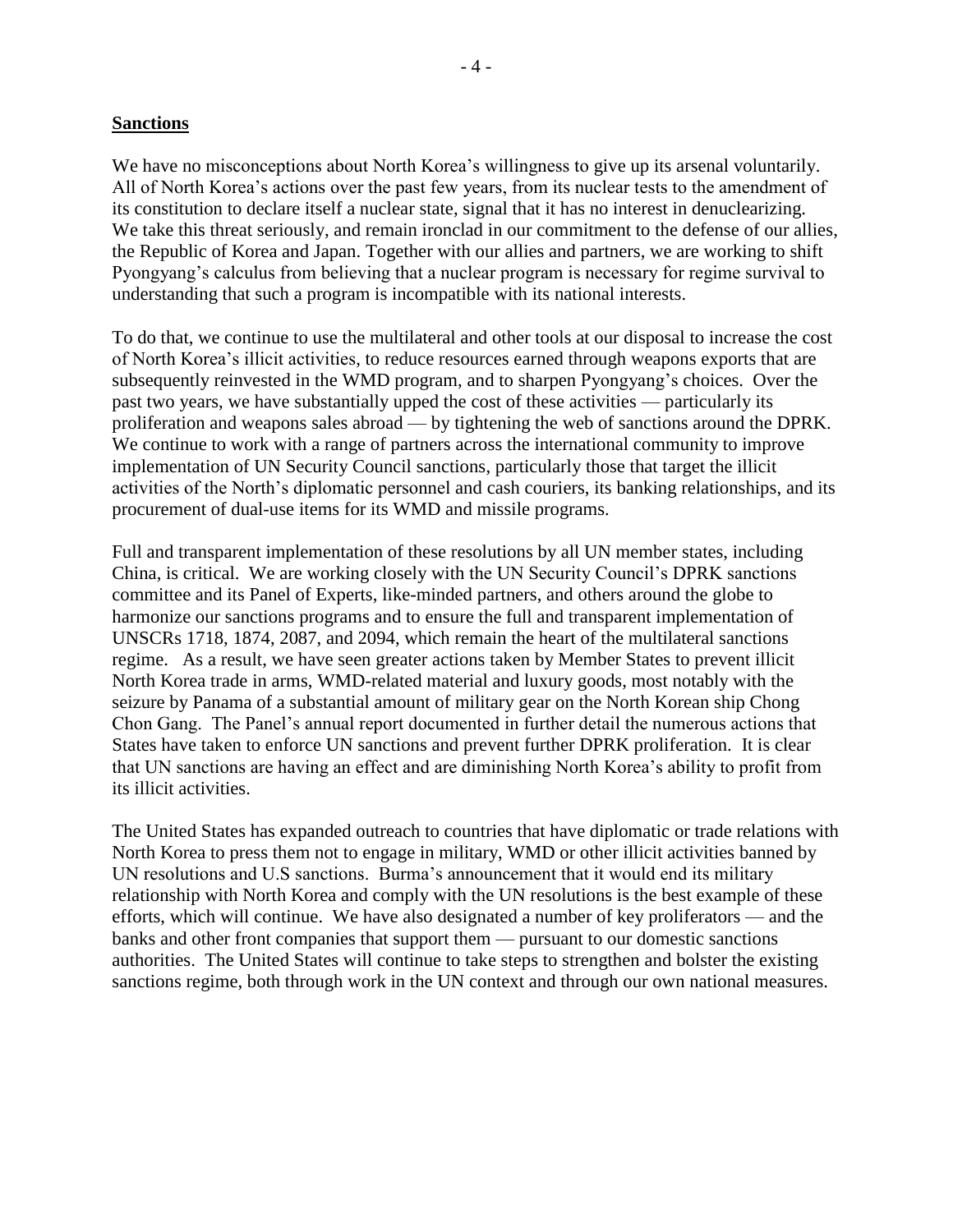**Sanctions**

We have no misconceptions about North Korea's willingness to give up its arsenal voluntarily. All of North Korea's actions over the past few years, from its nuclear tests to the amendment of its constitution to declare itself a nuclear state, signal that it has no interest in denuclearizing. We take this threat seriously, and remain ironclad in our commitment to the defense of our allies, the Republic of Korea and Japan. Together with our allies and partners, we are working to shift Pyongyang's calculus from believing that a nuclear program is necessary for regime survival to understanding that such a program is incompatible with its national interests.

To do that, we continue to use the multilateral and other tools at our disposal to increase the cost of North Korea's illicit activities, to reduce resources earned through weapons exports that are subsequently reinvested in the WMD program, and to sharpen Pyongyang's choices. Over the past two years, we have substantially upped the cost of these activities — particularly its proliferation and weapons sales abroad — by tightening the web of sanctions around the DPRK. We continue to work with a range of partners across the international community to improve implementation of UN Security Council sanctions, particularly those that target the illicit activities of the North's diplomatic personnel and cash couriers, its banking relationships, and its procurement of dual-use items for its WMD and missile programs.

Full and transparent implementation of these resolutions by all UN member states, including China, is critical. We are working closely with the UN Security Council's DPRK sanctions committee and its Panel of Experts, like-minded partners, and others around the globe to harmonize our sanctions programs and to ensure the full and transparent implementation of UNSCRs 1718, 1874, 2087, and 2094, which remain the heart of the multilateral sanctions regime. As a result, we have seen greater actions taken by Member States to prevent illicit North Korea trade in arms, WMD-related material and luxury goods, most notably with the seizure by Panama of a substantial amount of military gear on the North Korean ship Chong Chon Gang. The Panel's annual report documented in further detail the numerous actions that States have taken to enforce UN sanctions and prevent further DPRK proliferation. It is clear that UN sanctions are having an effect and are diminishing North Korea's ability to profit from its illicit activities.

The United States has expanded outreach to countries that have diplomatic or trade relations with North Korea to press them not to engage in military, WMD or other illicit activities banned by UN resolutions and U.S sanctions. Burma's announcement that it would end its military relationship with North Korea and comply with the UN resolutions is the best example of these efforts, which will continue. We have also designated a number of key proliferators — and the banks and other front companies that support them — pursuant to our domestic sanctions authorities. The United States will continue to take steps to strengthen and bolster the existing sanctions regime, both through work in the UN context and through our own national measures.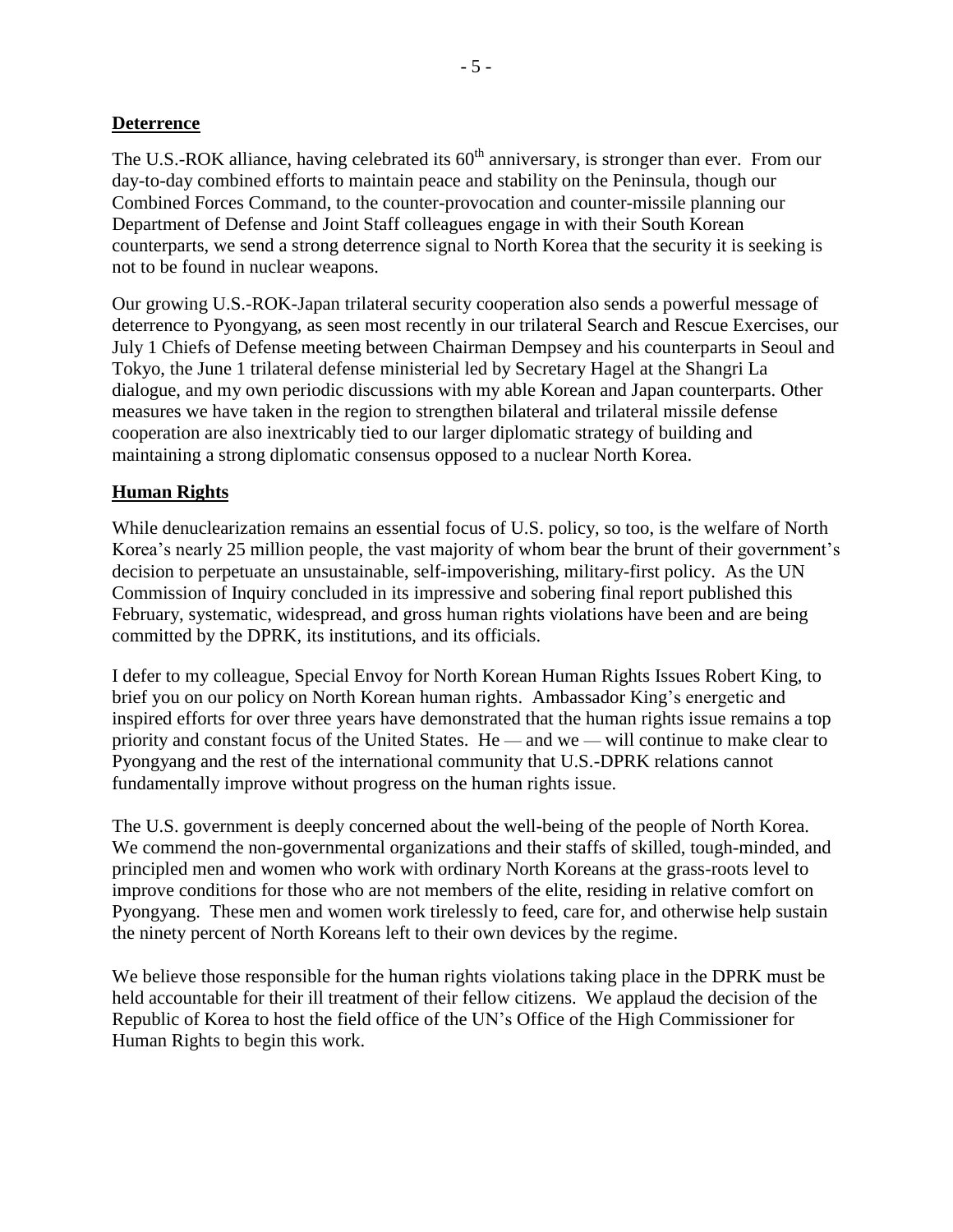**Deterrence**

The U.S.-ROK alliance, having celebrated its 60th anniversary, is stronger than ever. From our day-to-day combined efforts to maintain peace and stability on the Peninsula, though our Combined Forces Command, to the counter-provocation and counter-missile planning our Department of Defense and Joint Staff colleagues engage in with their South Korean counterparts, we send a strong deterrence signal to North Korea that the security it is seeking is not to be found in nuclear weapons.

Our growing U.S.-ROK-Japan trilateral security cooperation also sends a powerful message of deterrence to Pyongyang, as seen most recently in our trilateral Search and Rescue Exercises, our July 1 Chiefs of Defense meeting between Chairman Dempsey and his counterparts in Seoul and Tokyo, the June 1 trilateral defense ministerial led by Secretary Hagel at the Shangri La dialogue, and my own periodic discussions with my able Korean and Japan counterparts. Other measures we have taken in the region to strengthen bilateral and trilateral missile defense cooperation are also inextricably tied to our larger diplomatic strategy of building and maintaining a strong diplomatic consensus opposed to a nuclear North Korea.

**Human Rights**

While denuclearization remains an essential focus of U.S. policy, so too, is the welfare of North Korea's nearly 25 million people, the vast majority of whom bear the brunt of their government's decision to perpetuate an unsustainable, self-impoverishing, military-first policy. As the UN Commission of Inquiry concluded in its impressive and sobering final report published this February, systematic, widespread, and gross human rights violations have been and are being committed by the DPRK, its institutions, and its officials.

I defer to my colleague, Special Envoy for North Korean Human Rights Issues Robert King, to brief you on our policy on North Korean human rights. Ambassador King's energetic and inspired efforts for over three years have demonstrated that the human rights issue remains a top priority and constant focus of the United States. He — and we — will continue to make clear to Pyongyang and the rest of the international community that U.S.-DPRK relations cannot fundamentally improve without progress on the human rights issue.

The U.S. government is deeply concerned about the well-being of the people of North Korea. We commend the non-governmental organizations and their staffs of skilled, tough-minded, and principled men and women who work with ordinary North Koreans at the grass-roots level to improve conditions for those who are not members of the elite, residing in relative comfort on Pyongyang. These men and women work tirelessly to feed, care for, and otherwise help sustain the ninety percent of North Koreans left to their own devices by the regime.

We believe those responsible for the human rights violations taking place in the DPRK must be held accountable for their ill treatment of their fellow citizens. We applaud the decision of the Republic of Korea to host the field office of the UN's Office of the High Commissioner for Human Rights to begin this work.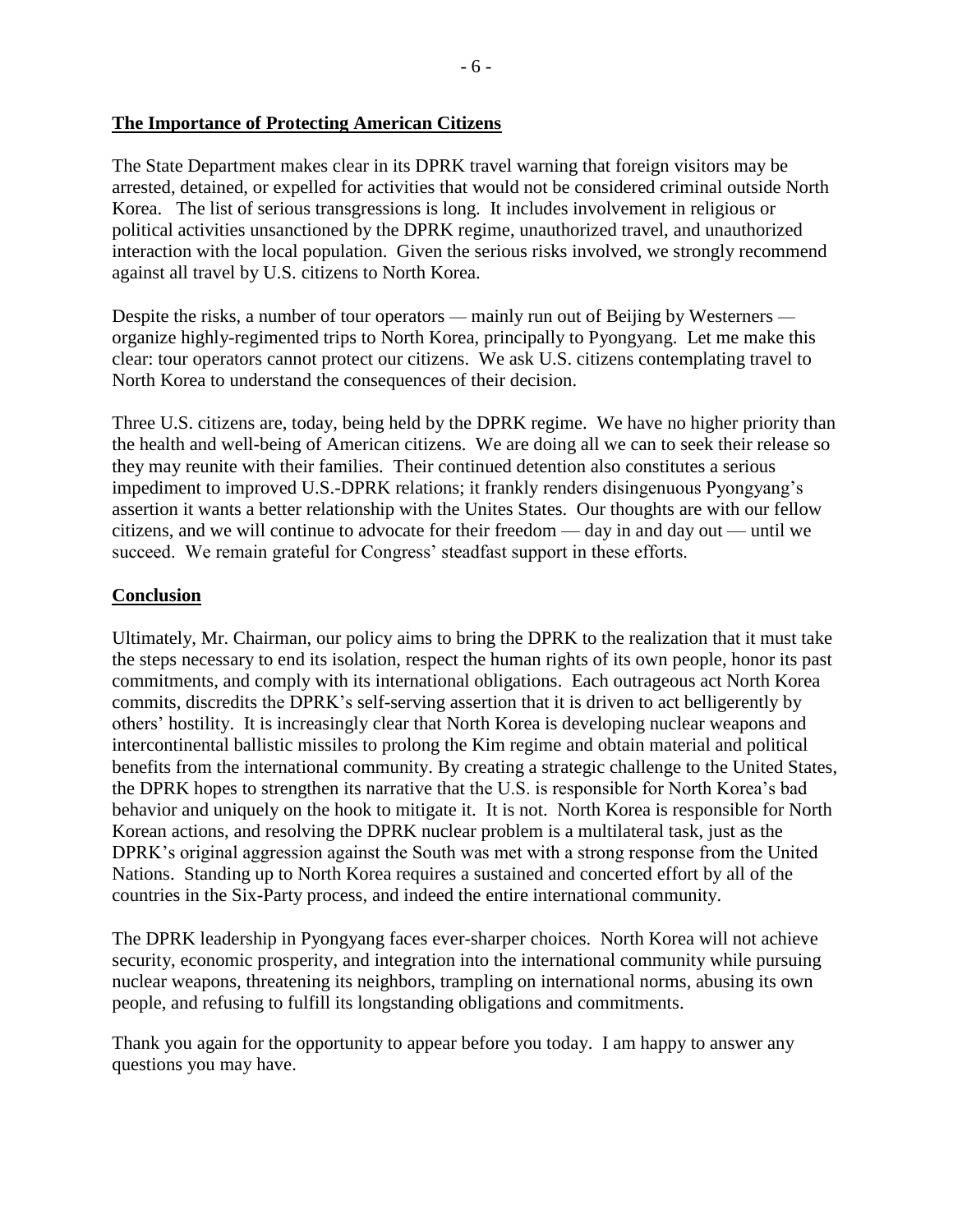## The Importance of Protecting American Citizens

The State Department makes clear in its DPRK travel warning that foreign visitors may be arrested, detained, or expelled for activities that would not be considered criminal outside North Korea. The list of serious transgressions is long. It includes involvement in religious or political activities unsanctioned by the DPRK regime, unauthorized travel, and unauthorized interaction with the local population. Given the serious risks involved, we strongly recommend against all travel by U.S. citizens to North Korea.

Despite the risks, a number of tour operators — mainly run out of Beijing by Westerners — organize highly-regimented trips to North Korea, principally to Pyongyang. Let me make this clear: tour operators cannot protect our citizens. We ask U.S. citizens contemplating travel to North Korea to understand the consequences of their decision.

Three U.S. citizens are, today, being held by the DPRK regime. We have no higher priority than the health and well-being of American citizens. We are doing all we can to seek their release so they may reunite with their families. Their continued detention also constitutes a serious impediment to improved U.S.-DPRK relations; it frankly renders disingenuous Pyongyang's assertion it wants a better relationship with the Unites States. Our thoughts are with our fellow citizens, and we will continue to advocate for their freedom — day in and day out — until we succeed. We remain grateful for Congress' steadfast support in these efforts.

## Conclusion

Ultimately, Mr. Chairman, our policy aims to bring the DPRK to the realization that it must take the steps necessary to end its isolation, respect the human rights of its own people, honor its past commitments, and comply with its international obligations. Each outrageous act North Korea commits, discredits the DPRK's self-serving assertion that it is driven to act belligerently by others' hostility. It is increasingly clear that North Korea is developing nuclear weapons and intercontinental ballistic missiles to prolong the Kim regime and obtain material and political benefits from the international community. By creating a strategic challenge to the United States, the DPRK hopes to strengthen its narrative that the U.S. is responsible for North Korea's bad behavior and uniquely on the hook to mitigate it. It is not. North Korea is responsible for North Korean actions, and resolving the DPRK nuclear problem is a multilateral task, just as the DPRK's original aggression against the South was met with a strong response from the United Nations. Standing up to North Korea requires a sustained and concerted effort by all of the countries in the Six-Party process, and indeed the entire international community.

The DPRK leadership in Pyongyang faces ever-sharper choices. North Korea will not achieve security, economic prosperity, and integration into the international community while pursuing nuclear weapons, threatening its neighbors, trampling on international norms, abusing its own people, and refusing to fulfill its longstanding obligations and commitments.

Thank you again for the opportunity to appear before you today. I am happy to answer any questions you may have.